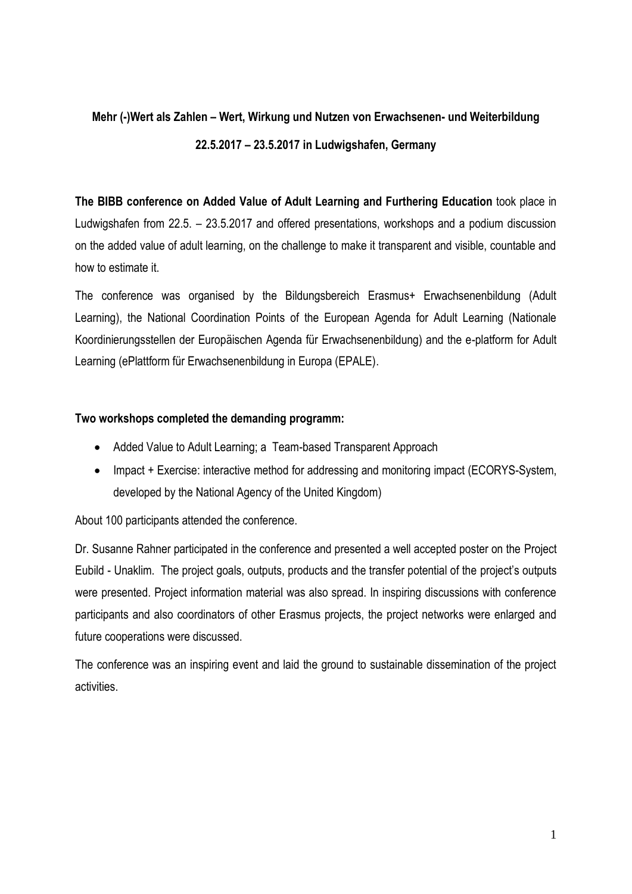**Mehr (-)Wert als Zahlen – Wert, Wirkung und Nutzen von Erwachsenen- und Weiterbildung**

**22.5.2017 – 23.5.2017 in Ludwigshafen, Germany**

**The BIBB conference on Added Value of Adult Learning and Furthering Education** took place in Ludwigshafen from 22.5. – 23.5.2017 and offered presentations, workshops and a podium discussion on the added value of adult learning, on the challenge to make it transparent and visible, countable and how to estimate it.

The conference was organised by the Bildungsbereich Erasmus+ Erwachsenenbildung (Adult Learning), the National Coordination Points of the European Agenda for Adult Learning (Nationale Koordinierungsstellen der Europäischen Agenda für Erwachsenenbildung) and the e-platform for Adult Learning (ePlattform für Erwachsenenbildung in Europa (EPALE).

**Two workshops completed the demanding programm:**

- Added Value to Adult Learning; a Team-based Transparent Approach
- Impact + Exercise: interactive method for addressing and monitoring impact (ECORYS-System, developed by the National Agency of the United Kingdom)

About 100 participants attended the conference.

Dr. Susanne Rahner participated in the conference and presented a well accepted poster on the Project Eubild - Unaklim. The project goals, outputs, products and the transfer potential of the project's outputs were presented. Project information material was also spread. In inspiring discussions with conference participants and also coordinators of other Erasmus projects, the project networks were enlarged and future cooperations were discussed.

The conference was an inspiring event and laid the ground to sustainable dissemination of the project activities.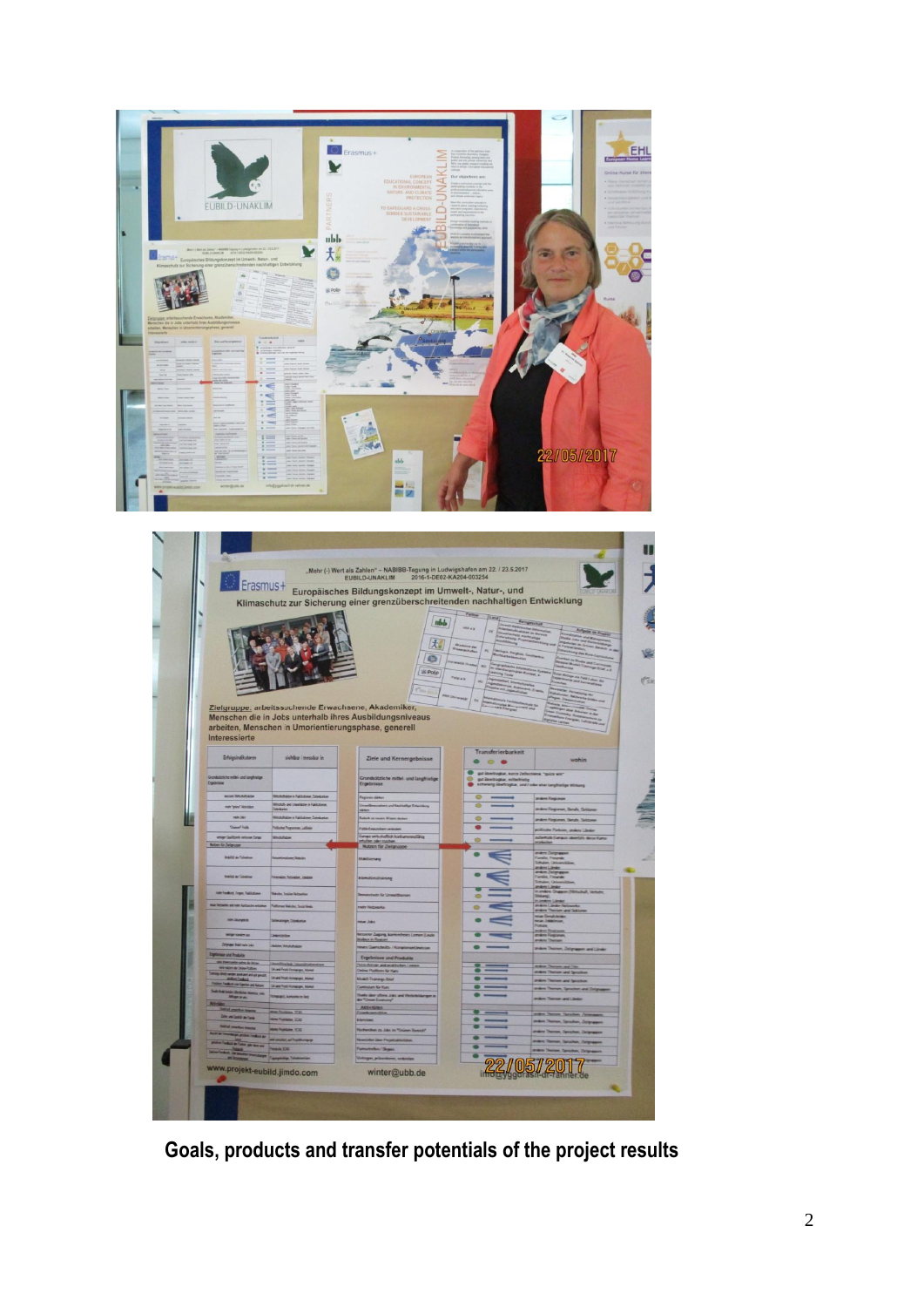Goals, products and transfer potentials of the project results